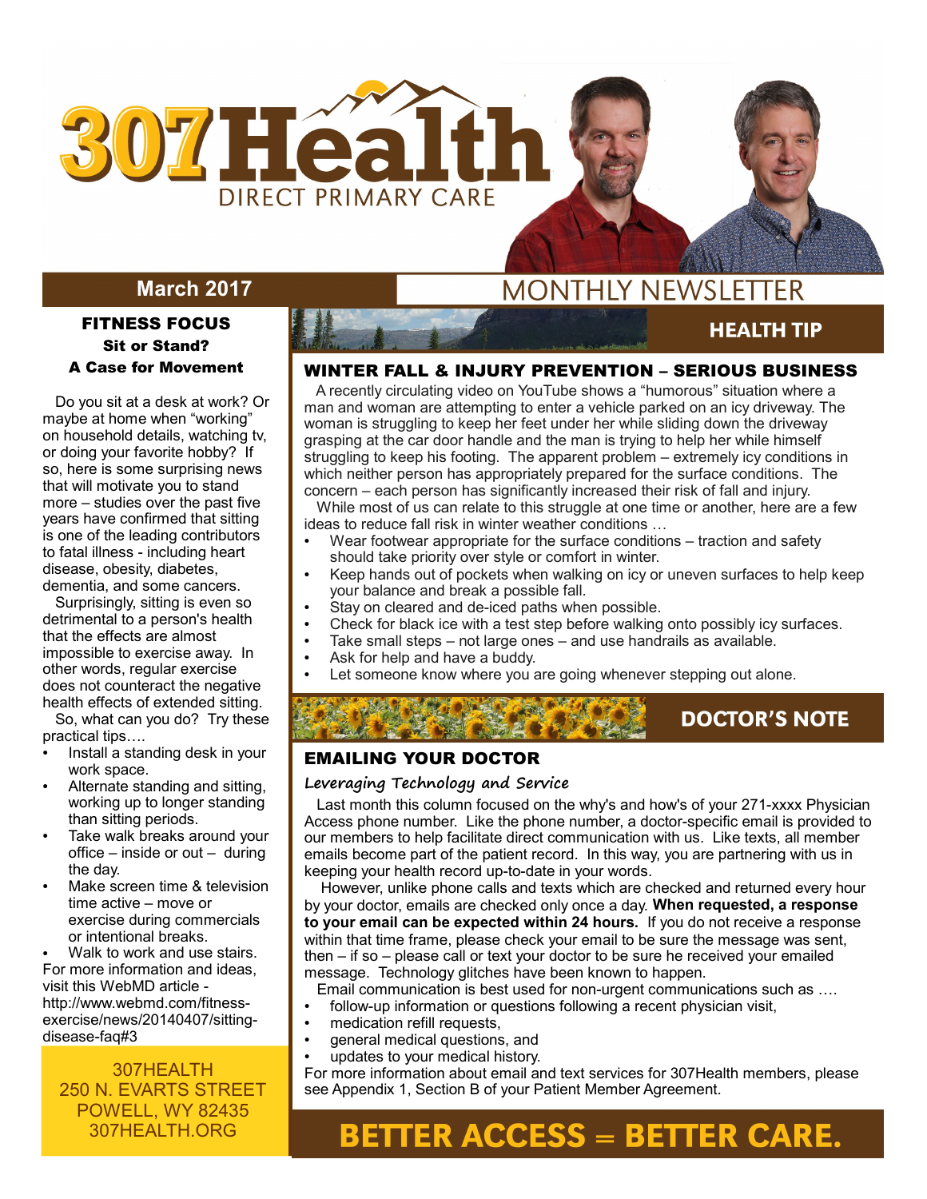# 307Health

DIRECT PRIMARY CARE

**March 2017**

MONTHLY NEWSLETTER

## FITNESS FOCUS

### Sit or Stand? A Case for Movement

Do you sit at a desk at work? Or maybe at home when "working" on household details, watching tv, or doing your favorite hobby? If so, here is some surprising news that will motivate you to stand more – studies over the past five years have confirmed that sitting is one of the leading contributors to fatal illness - including heart disease, obesity, diabetes, dementia, and some cancers.

Surprisingly, sitting is even so detrimental to a person's health that the effects are almost impossible to exercise away. In other words, regular exercise does not counteract the negative health effects of extended sitting.

So, what can you do? Try these practical tips….

- Install a standing desk in your work space.
- Alternate standing and sitting, working up to longer standing than sitting periods.
- Take walk breaks around your office – inside or out – during the day.
- Make screen time & television time active – move or exercise during commercials or intentional breaks.
- Walk to work and use stairs.

For more information and ideas, visit this WebMD article - http://www.webmd.com/fitness-exercise/news/20140407/sitting-disease-faq#3

307HEALTH
250 N. EVARTS STREET
POWELL, WY 82435
307HEALTH.ORG

## HEALTH TIP

### WINTER FALL & INJURY PREVENTION – SERIOUS BUSINESS

A recently circulating video on YouTube shows a "humorous" situation where a man and woman are attempting to enter a vehicle parked on an icy driveway. The woman is struggling to keep her feet under her while sliding down the driveway grasping at the car door handle and the man is trying to help her while himself struggling to keep his footing. The apparent problem – extremely icy conditions in which neither person has appropriately prepared for the surface conditions. The concern – each person has significantly increased their risk of fall and injury.

While most of us can relate to this struggle at one time or another, here are a few ideas to reduce fall risk in winter weather conditions …

- Wear footwear appropriate for the surface conditions – traction and safety should take priority over style or comfort in winter.
- Keep hands out of pockets when walking on icy or uneven surfaces to help keep your balance and break a possible fall.
- Stay on cleared and de-iced paths when possible.
- Check for black ice with a test step before walking onto possibly icy surfaces.
- Take small steps – not large ones – and use handrails as available.
- Ask for help and have a buddy.
- Let someone know where you are going whenever stepping out alone.

## DOCTOR'S NOTE

### EMAILING YOUR DOCTOR

*Leveraging Technology and Service*

Last month this column focused on the why's and how's of your 271-xxxx Physician Access phone number. Like the phone number, a doctor-specific email is provided to our members to help facilitate direct communication with us. Like texts, all member emails become part of the patient record. In this way, you are partnering with us in keeping your health record up-to-date in your words.

However, unlike phone calls and texts which are checked and returned every hour by your doctor, emails are checked only once a day. **When requested, a response to your email can be expected within 24 hours.** If you do not receive a response within that time frame, please check your email to be sure the message was sent, then – if so – please call or text your doctor to be sure he received your emailed message. Technology glitches have been known to happen.

Email communication is best used for non-urgent communications such as ….

- follow-up information or questions following a recent physician visit,
- medication refill requests,
- general medical questions, and
- updates to your medical history.

For more information about email and text services for 307Health members, please see Appendix 1, Section B of your Patient Member Agreement.

**BETTER ACCESS = BETTER CARE.**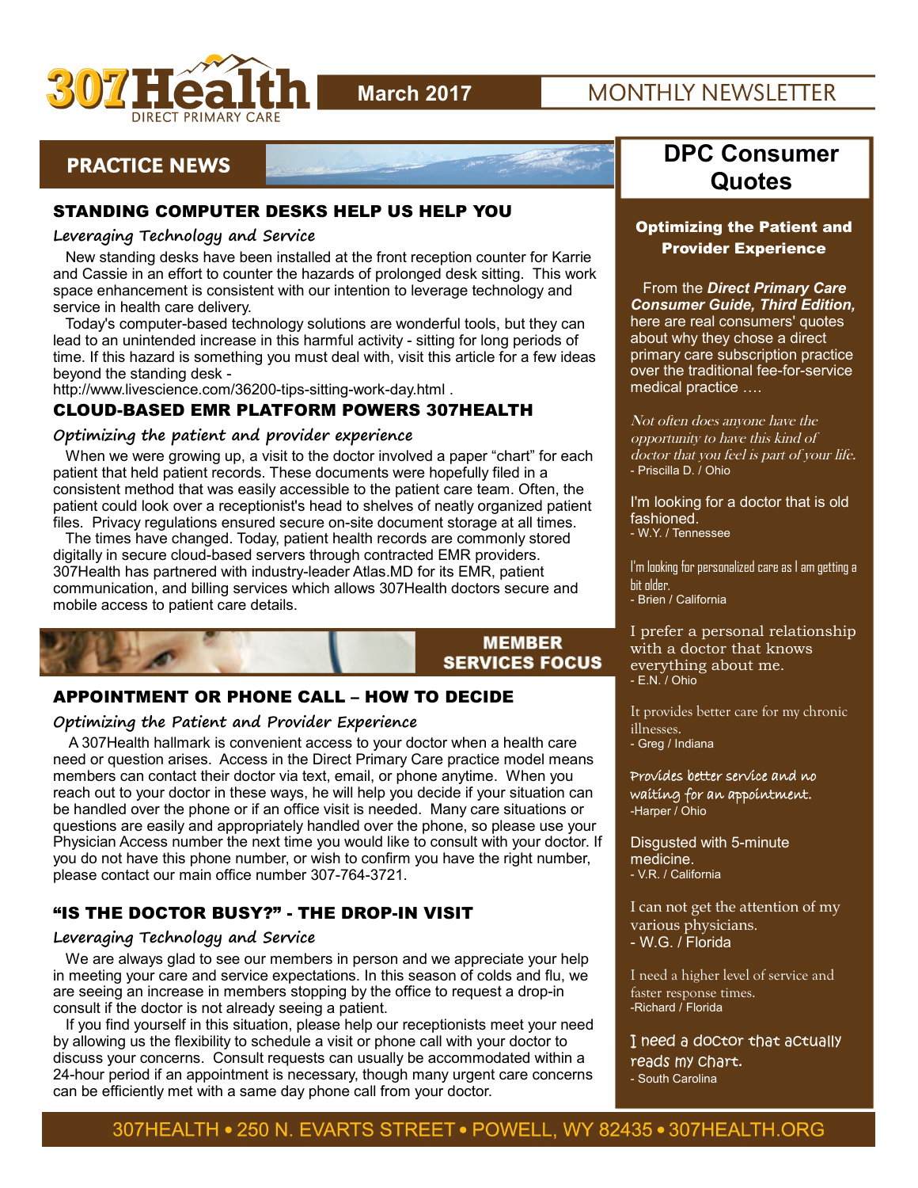# 307Health

DIRECT PRIMARY CARE

March 2017 — MONTHLY NEWSLETTER

## PRACTICE NEWS

### STANDING COMPUTER DESKS HELP US HELP YOU

*Leveraging Technology and Service*

New standing desks have been installed at the front reception counter for Karrie and Cassie in an effort to counter the hazards of prolonged desk sitting. This work space enhancement is consistent with our intention to leverage technology and service in health care delivery.

Today's computer-based technology solutions are wonderful tools, but they can lead to an unintended increase in this harmful activity - sitting for long periods of time. If this hazard is something you must deal with, visit this article for a few ideas beyond the standing desk - http://www.livescience.com/36200-tips-sitting-work-day.html .

### CLOUD-BASED EMR PLATFORM POWERS 307HEALTH

*Optimizing the patient and provider experience*

When we were growing up, a visit to the doctor involved a paper "chart" for each patient that held patient records. These documents were hopefully filed in a consistent method that was easily accessible to the patient care team. Often, the patient could look over a receptionist's head to shelves of neatly organized patient files. Privacy regulations ensured secure on-site document storage at all times.

The times have changed. Today, patient health records are commonly stored digitally in secure cloud-based servers through contracted EMR providers. 307Health has partnered with industry-leader Atlas.MD for its EMR, patient communication, and billing services which allows 307Health doctors secure and mobile access to patient care details.

## MEMBER SERVICES FOCUS

### APPOINTMENT OR PHONE CALL – HOW TO DECIDE

*Optimizing the Patient and Provider Experience*

A 307Health hallmark is convenient access to your doctor when a health care need or question arises. Access in the Direct Primary Care practice model means members can contact their doctor via text, email, or phone anytime. When you reach out to your doctor in these ways, he will help you decide if your situation can be handled over the phone or if an office visit is needed. Many care situations or questions are easily and appropriately handled over the phone, so please use your Physician Access number the next time you would like to consult with your doctor. If you do not have this phone number, or wish to confirm you have the right number, please contact our main office number 307-764-3721.

### "IS THE DOCTOR BUSY?" - THE DROP-IN VISIT

*Leveraging Technology and Service*

We are always glad to see our members in person and we appreciate your help in meeting your care and service expectations. In this season of colds and flu, we are seeing an increase in members stopping by the office to request a drop-in consult if the doctor is not already seeing a patient.

If you find yourself in this situation, please help our receptionists meet your need by allowing us the flexibility to schedule a visit or phone call with your doctor to discuss your concerns. Consult requests can usually be accommodated within a 24-hour period if an appointment is necessary, though many urgent care concerns can be efficiently met with a same day phone call from your doctor.

## DPC Consumer Quotes

**Optimizing the Patient and Provider Experience**

From the ***Direct Primary Care Consumer Guide, Third Edition,*** here are real consumers' quotes about why they chose a direct primary care subscription practice over the traditional fee-for-service medical practice ….

*Not often does anyone have the opportunity to have this kind of doctor that you feel is part of your life.*
- Priscilla D. / Ohio

I'm looking for a doctor that is old fashioned.
- W.Y. / Tennessee

I'm looking for personalized care as I am getting a bit older.
- Brien / California

I prefer a personal relationship with a doctor that knows everything about me.
- E.N. / Ohio

It provides better care for my chronic illnesses.
- Greg / Indiana

Provides better service and no waiting for an appointment.
-Harper / Ohio

Disgusted with 5-minute medicine.
- V.R. / California

I can not get the attention of my various physicians.
- W.G. / Florida

I need a higher level of service and faster response times.
-Richard / Florida

I need a doctor that actually reads my chart.
- South Carolina

307HEALTH • 250 N. EVARTS STREET • POWELL, WY 82435 • 307HEALTH.ORG